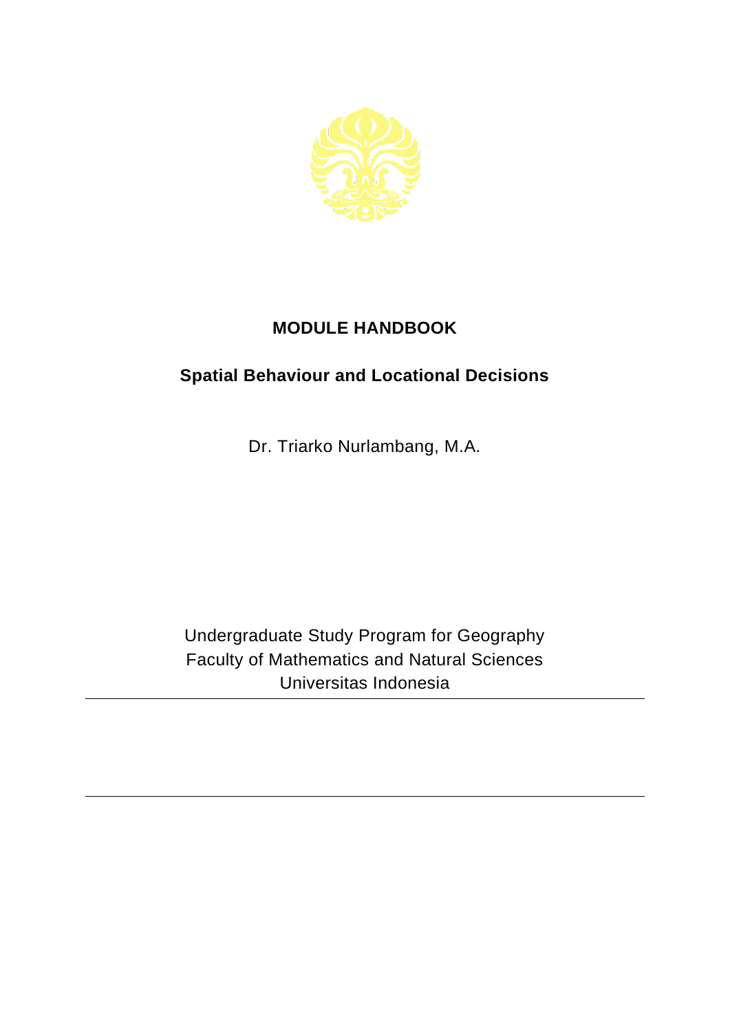# MODULE HANDBOOK

## Spatial Behaviour and Locational Decisions

Dr. Triarko Nurlambang, M.A.

Undergraduate Study Program for Geography
Faculty of Mathematics and Natural Sciences
Universitas Indonesia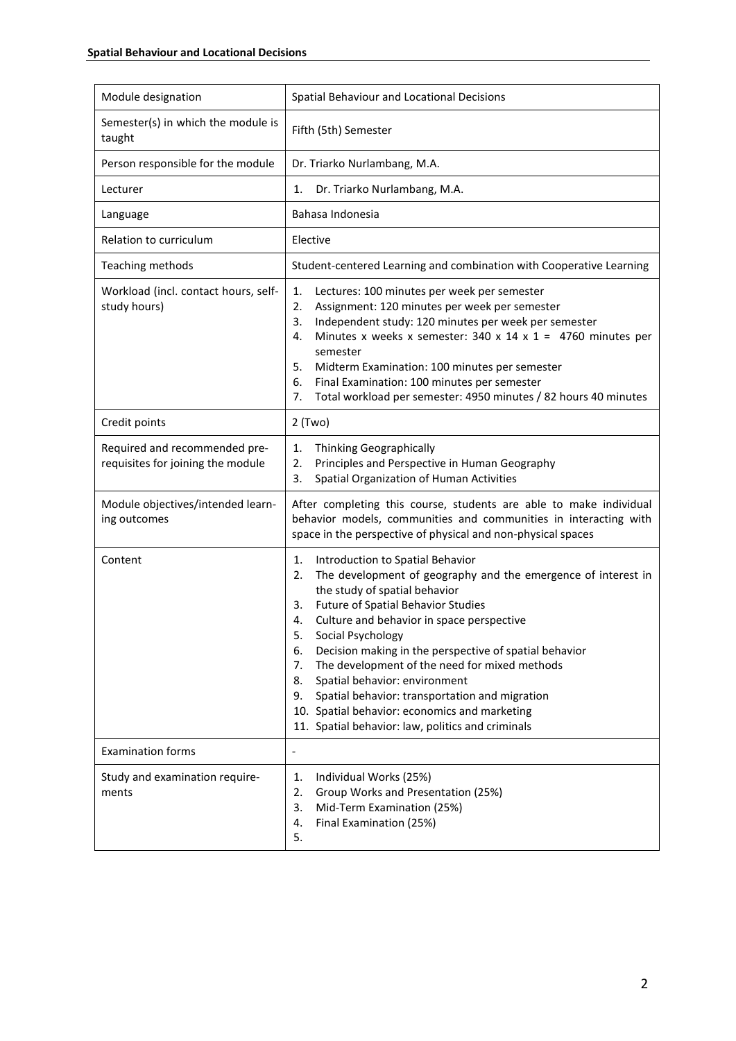| Module designation | Spatial Behaviour and Locational Decisions |
|---|---|
| Semester(s) in which the module is taught | Fifth (5th) Semester |
| Person responsible for the module | Dr. Triarko Nurlambang, M.A. |
| Lecturer | 1. Dr. Triarko Nurlambang, M.A. |
| Language | Bahasa Indonesia |
| Relation to curriculum | Elective |
| Teaching methods | Student-centered Learning and combination with Cooperative Learning |
| Workload (incl. contact hours, self-study hours) | 1. Lectures: 100 minutes per week per semester<br>2. Assignment: 120 minutes per week per semester<br>3. Independent study: 120 minutes per week per semester<br>4. Minutes x weeks x semester: 340 x 14 x 1 = 4760 minutes per semester<br>5. Midterm Examination: 100 minutes per semester<br>6. Final Examination: 100 minutes per semester<br>7. Total workload per semester: 4950 minutes / 82 hours 40 minutes |
| Credit points | 2 (Two) |
| Required and recommended pre-requisites for joining the module | 1. Thinking Geographically<br>2. Principles and Perspective in Human Geography<br>3. Spatial Organization of Human Activities |
| Module objectives/intended learning outcomes | After completing this course, students are able to make individual behavior models, communities and communities in interacting with space in the perspective of physical and non-physical spaces |
| Content | 1. Introduction to Spatial Behavior<br>2. The development of geography and the emergence of interest in the study of spatial behavior<br>3. Future of Spatial Behavior Studies<br>4. Culture and behavior in space perspective<br>5. Social Psychology<br>6. Decision making in the perspective of spatial behavior<br>7. The development of the need for mixed methods<br>8. Spatial behavior: environment<br>9. Spatial behavior: transportation and migration<br>10. Spatial behavior: economics and marketing<br>11. Spatial behavior: law, politics and criminals |
| Examination forms | - |
| Study and examination requirements | 1. Individual Works (25%)<br>2. Group Works and Presentation (25%)<br>3. Mid-Term Examination (25%)<br>4. Final Examination (25%)<br>5. |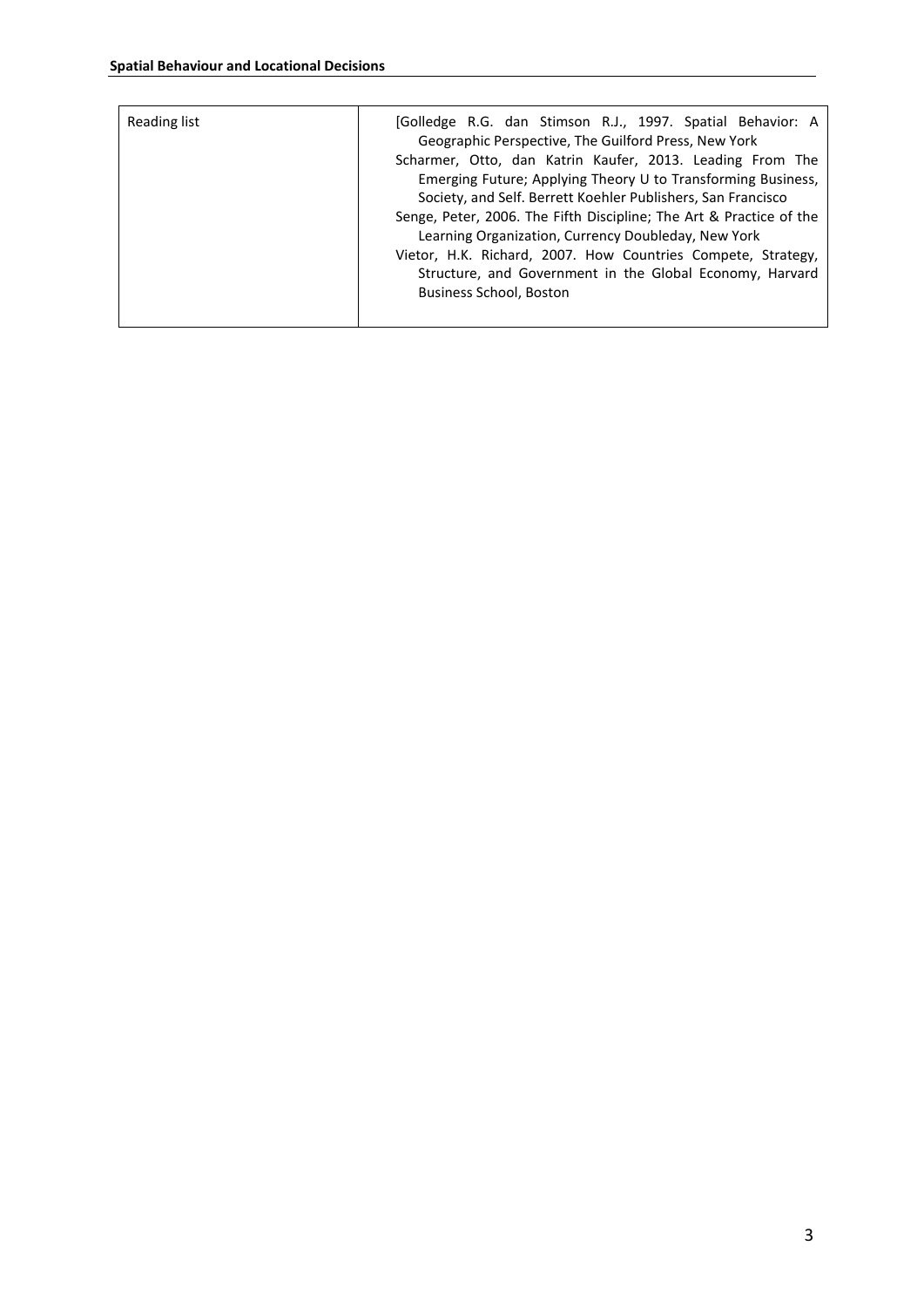| | |
|---|---|
| Reading list | [Golledge R.G. dan Stimson R.J., 1997. Spatial Behavior: A Geographic Perspective, The Guilford Press, New York<br>Scharmer, Otto, dan Katrin Kaufer, 2013. Leading From The Emerging Future; Applying Theory U to Transforming Business, Society, and Self. Berrett Koehler Publishers, San Francisco<br>Senge, Peter, 2006. The Fifth Discipline; The Art & Practice of the Learning Organization, Currency Doubleday, New York<br>Vietor, H.K. Richard, 2007. How Countries Compete, Strategy, Structure, and Government in the Global Economy, Harvard Business School, Boston |